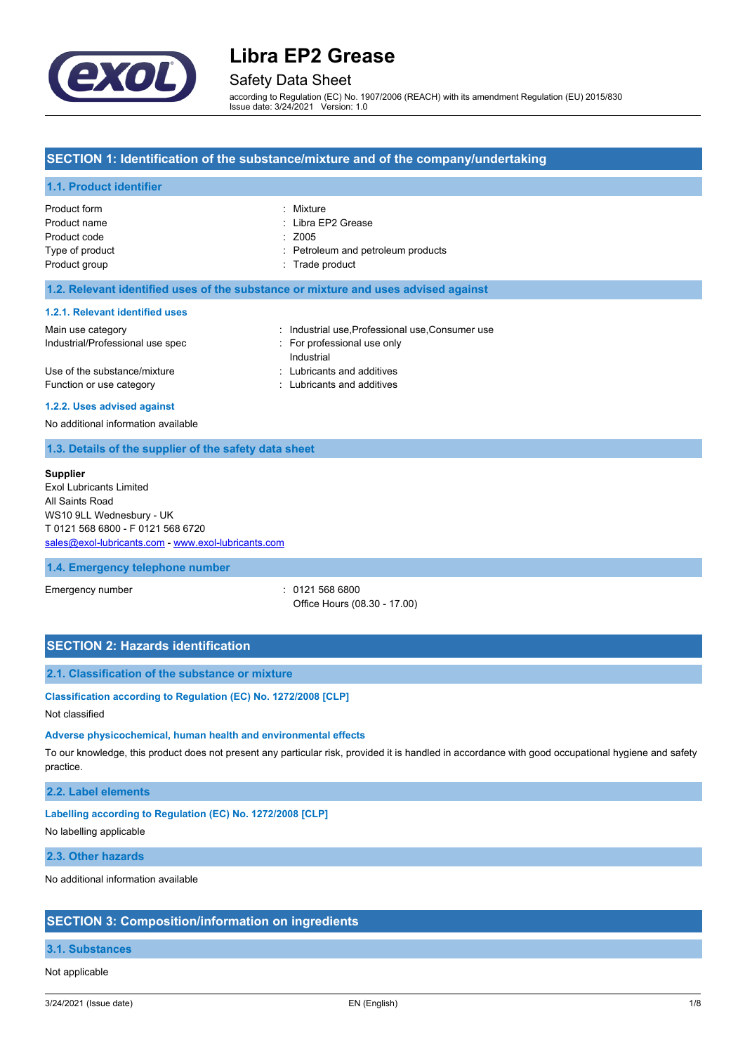# Libra EP2 Grease

## Safety Data Sheet

according to Regulation (EC) No. 1907/2006 (REACH) with its amendment Regulation (EU) 2015/830
Issue date: 3/24/2021 Version: 1.0

## SECTION 1: Identification of the substance/mixture and of the company/undertaking

### 1.1. Product identifier

| | |
|---|---|
| Product form | : Mixture |
| Product name | : Libra EP2 Grease |
| Product code | : Z005 |
| Type of product | : Petroleum and petroleum products |
| Product group | : Trade product |

### 1.2. Relevant identified uses of the substance or mixture and uses advised against

#### 1.2.1. Relevant identified uses

| | |
|---|---|
| Main use category | : Industrial use,Professional use,Consumer use |
| Industrial/Professional use spec | : For professional use only<br>Industrial |
| Use of the substance/mixture | : Lubricants and additives |
| Function or use category | : Lubricants and additives |

#### 1.2.2. Uses advised against

No additional information available

### 1.3. Details of the supplier of the safety data sheet

**Supplier**
Exol Lubricants Limited
All Saints Road
WS10 9LL Wednesbury - UK
T 0121 568 6800 - F 0121 568 6720
sales@exol-lubricants.com - www.exol-lubricants.com

### 1.4. Emergency telephone number

| | |
|---|---|
| Emergency number | : 0121 568 6800<br>Office Hours (08.30 - 17.00) |

## SECTION 2: Hazards identification

### 2.1. Classification of the substance or mixture

#### Classification according to Regulation (EC) No. 1272/2008 [CLP]

Not classified

#### Adverse physicochemical, human health and environmental effects

To our knowledge, this product does not present any particular risk, provided it is handled in accordance with good occupational hygiene and safety practice.

### 2.2. Label elements

#### Labelling according to Regulation (EC) No. 1272/2008 [CLP]

No labelling applicable

### 2.3. Other hazards

No additional information available

## SECTION 3: Composition/information on ingredients

### 3.1. Substances

Not applicable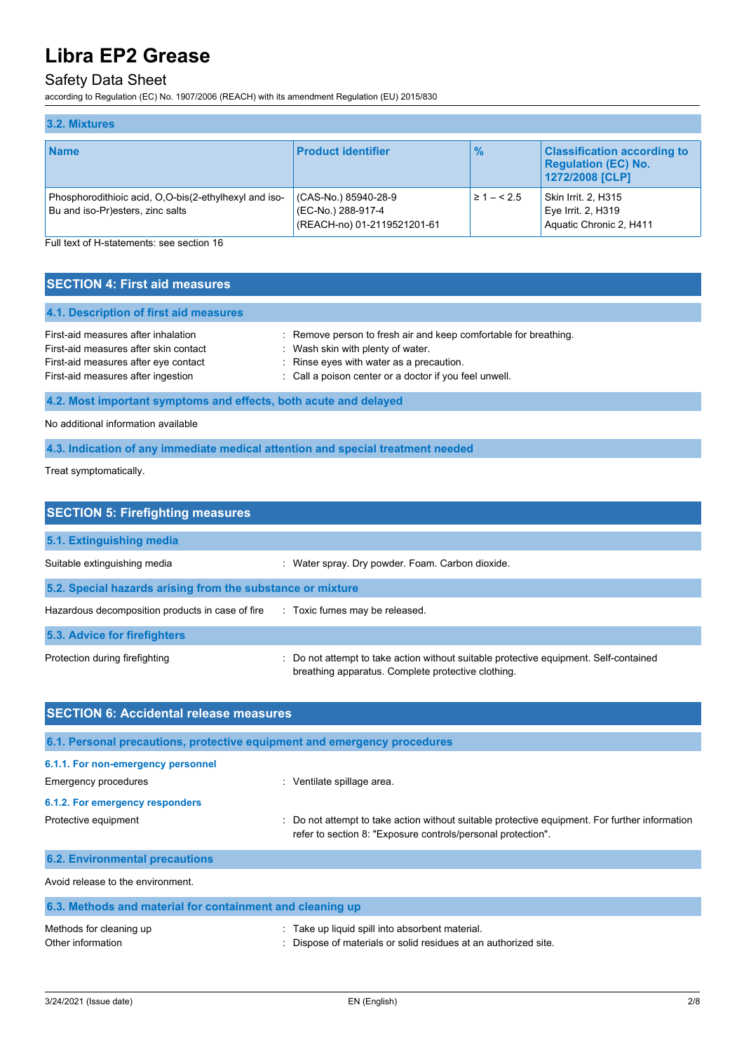### 3.2. Mixtures

| Name | Product identifier | % | Classification according to Regulation (EC) No. 1272/2008 [CLP] |
| --- | --- | --- | --- |
| Phosphorodithioic acid, O,O-bis(2-ethylhexyl and iso-Bu and iso-Pr)esters, zinc salts | (CAS-No.) 85940-28-9<br>(EC-No.) 288-917-4<br>(REACH-no) 01-2119521201-61 | ≥ 1 – < 2.5 | Skin Irrit. 2, H315<br>Eye Irrit. 2, H319<br>Aquatic Chronic 2, H411 |

Full text of H-statements: see section 16

## SECTION 4: First aid measures

### 4.1. Description of first aid measures

First-aid measures after inhalation : Remove person to fresh air and keep comfortable for breathing.
First-aid measures after skin contact : Wash skin with plenty of water.
First-aid measures after eye contact : Rinse eyes with water as a precaution.
First-aid measures after ingestion : Call a poison center or a doctor if you feel unwell.

### 4.2. Most important symptoms and effects, both acute and delayed

No additional information available

### 4.3. Indication of any immediate medical attention and special treatment needed

Treat symptomatically.

## SECTION 5: Firefighting measures

### 5.1. Extinguishing media

Suitable extinguishing media : Water spray. Dry powder. Foam. Carbon dioxide.

### 5.2. Special hazards arising from the substance or mixture

Hazardous decomposition products in case of fire : Toxic fumes may be released.

### 5.3. Advice for firefighters

Protection during firefighting : Do not attempt to take action without suitable protective equipment. Self-contained breathing apparatus. Complete protective clothing.

## SECTION 6: Accidental release measures

### 6.1. Personal precautions, protective equipment and emergency procedures

#### 6.1.1. For non-emergency personnel

Emergency procedures : Ventilate spillage area.

#### 6.1.2. For emergency responders

Protective equipment : Do not attempt to take action without suitable protective equipment. For further information refer to section 8: "Exposure controls/personal protection".

### 6.2. Environmental precautions

Avoid release to the environment.

### 6.3. Methods and material for containment and cleaning up

Methods for cleaning up : Take up liquid spill into absorbent material.
Other information : Dispose of materials or solid residues at an authorized site.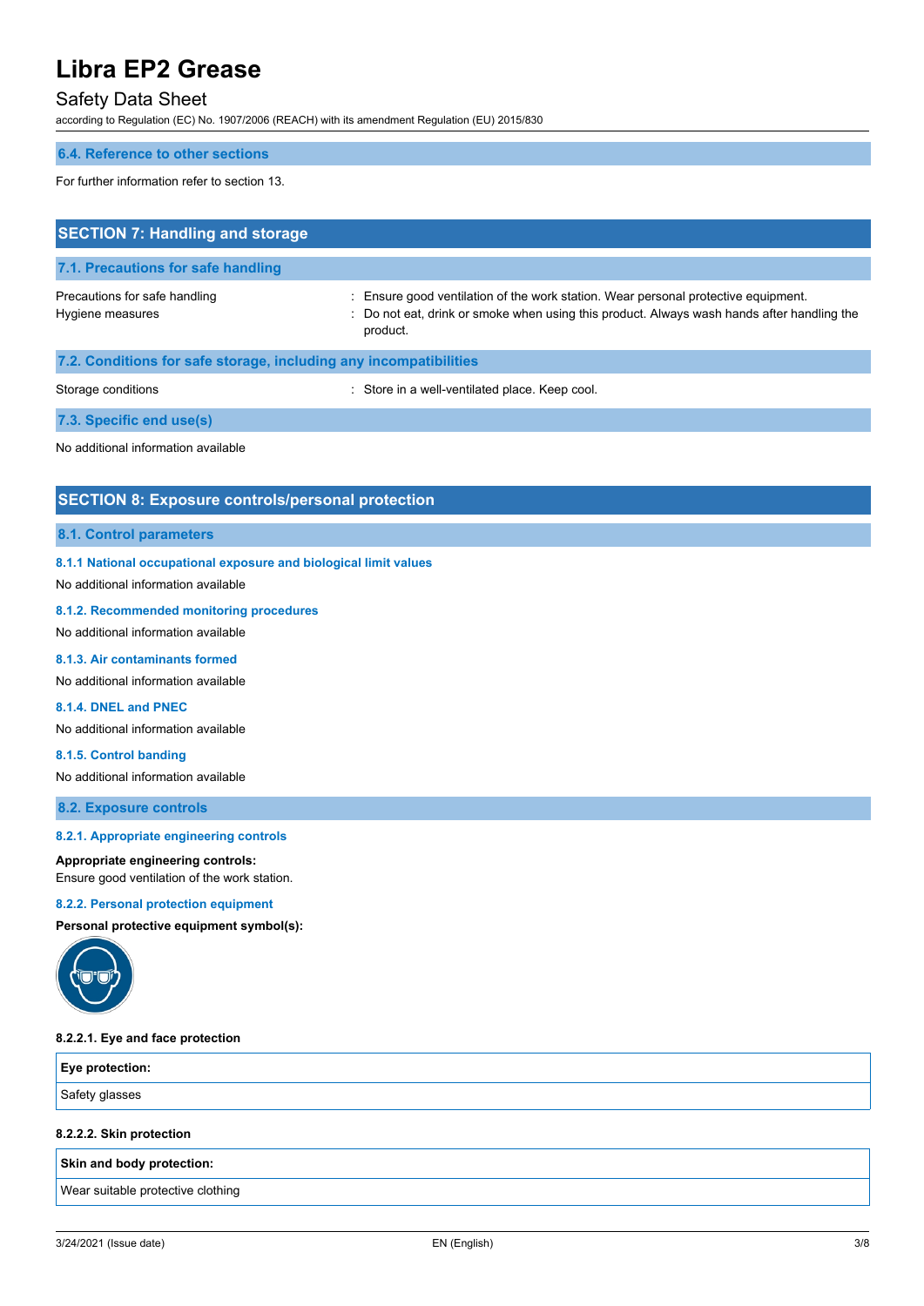### 6.4. Reference to other sections

For further information refer to section 13.

## SECTION 7: Handling and storage

### 7.1. Precautions for safe handling

Precautions for safe handling : Ensure good ventilation of the work station. Wear personal protective equipment.

Hygiene measures : Do not eat, drink or smoke when using this product. Always wash hands after handling the product.

### 7.2. Conditions for safe storage, including any incompatibilities

Storage conditions : Store in a well-ventilated place. Keep cool.

### 7.3. Specific end use(s)

No additional information available

## SECTION 8: Exposure controls/personal protection

### 8.1. Control parameters

#### 8.1.1 National occupational exposure and biological limit values

No additional information available

#### 8.1.2. Recommended monitoring procedures

No additional information available

#### 8.1.3. Air contaminants formed

No additional information available

#### 8.1.4. DNEL and PNEC

No additional information available

#### 8.1.5. Control banding

No additional information available

### 8.2. Exposure controls

#### 8.2.1. Appropriate engineering controls

**Appropriate engineering controls:**
Ensure good ventilation of the work station.

#### 8.2.2. Personal protection equipment

**Personal protective equipment symbol(s):**

**8.2.2.1. Eye and face protection**

| Eye protection: |
|---|
| Safety glasses |

**8.2.2.2. Skin protection**

| Skin and body protection: |
|---|
| Wear suitable protective clothing |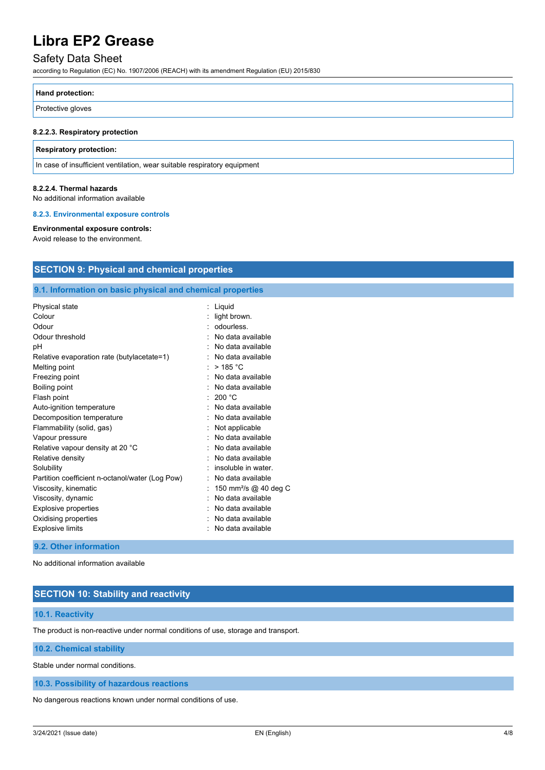| Hand protection: |
| --- |
| Protective gloves |

#### 8.2.2.3. Respiratory protection

| Respiratory protection: |
| --- |
| In case of insufficient ventilation, wear suitable respiratory equipment |

#### 8.2.2.4. Thermal hazards

No additional information available

### 8.2.3. Environmental exposure controls

**Environmental exposure controls:**

Avoid release to the environment.

## SECTION 9: Physical and chemical properties

### 9.1. Information on basic physical and chemical properties

| Property | Value |
| --- | --- |
| Physical state | Liquid |
| Colour | light brown. |
| Odour | odourless. |
| Odour threshold | No data available |
| pH | No data available |
| Relative evaporation rate (butylacetate=1) | No data available |
| Melting point | > 185 °C |
| Freezing point | No data available |
| Boiling point | No data available |
| Flash point | 200 °C |
| Auto-ignition temperature | No data available |
| Decomposition temperature | No data available |
| Flammability (solid, gas) | Not applicable |
| Vapour pressure | No data available |
| Relative vapour density at 20 °C | No data available |
| Relative density | No data available |
| Solubility | insoluble in water. |
| Partition coefficient n-octanol/water (Log Pow) | No data available |
| Viscosity, kinematic | 150 mm²/s @ 40 deg C |
| Viscosity, dynamic | No data available |
| Explosive properties | No data available |
| Oxidising properties | No data available |
| Explosive limits | No data available |

### 9.2. Other information

No additional information available

## SECTION 10: Stability and reactivity

### 10.1. Reactivity

The product is non-reactive under normal conditions of use, storage and transport.

### 10.2. Chemical stability

Stable under normal conditions.

### 10.3. Possibility of hazardous reactions

No dangerous reactions known under normal conditions of use.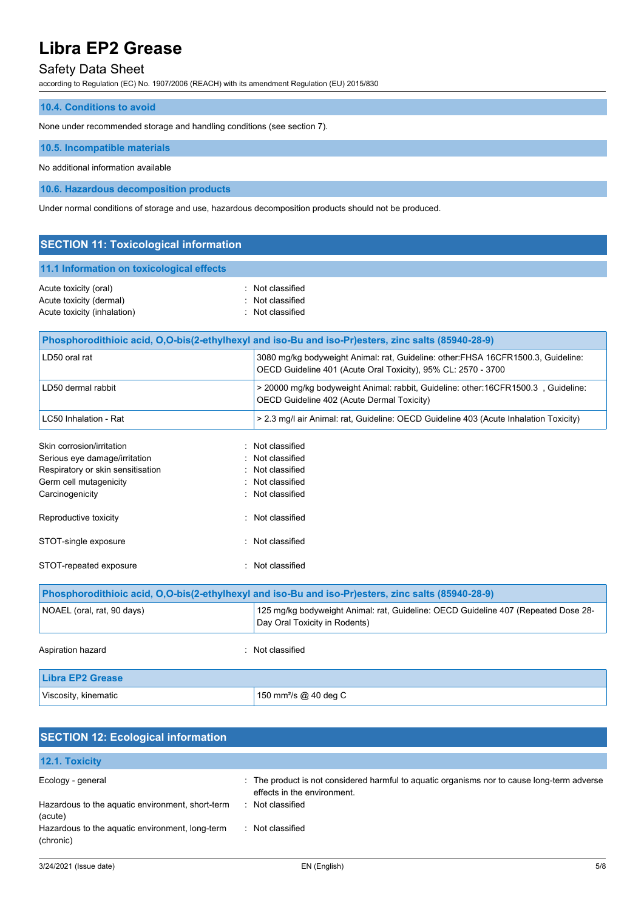### 10.4. Conditions to avoid

None under recommended storage and handling conditions (see section 7).

### 10.5. Incompatible materials

No additional information available

### 10.6. Hazardous decomposition products

Under normal conditions of storage and use, hazardous decomposition products should not be produced.

## SECTION 11: Toxicological information

### 11.1 Information on toxicological effects

Acute toxicity (oral) : Not classified
Acute toxicity (dermal) : Not classified
Acute toxicity (inhalation) : Not classified

| Phosphorodithioic acid, O,O-bis(2-ethylhexyl and iso-Bu and iso-Pr)esters, zinc salts (85940-28-9) | |
|---|---|
| LD50 oral rat | 3080 mg/kg bodyweight Animal: rat, Guideline: other:FHSA 16CFR1500.3, Guideline: OECD Guideline 401 (Acute Oral Toxicity), 95% CL: 2570 - 3700 |
| LD50 dermal rabbit | > 20000 mg/kg bodyweight Animal: rabbit, Guideline: other:16CFR1500.3 , Guideline: OECD Guideline 402 (Acute Dermal Toxicity) |
| LC50 Inhalation - Rat | > 2.3 mg/l air Animal: rat, Guideline: OECD Guideline 403 (Acute Inhalation Toxicity) |

Skin corrosion/irritation : Not classified
Serious eye damage/irritation : Not classified
Respiratory or skin sensitisation : Not classified
Germ cell mutagenicity : Not classified
Carcinogenicity : Not classified

Reproductive toxicity : Not classified

STOT-single exposure : Not classified

STOT-repeated exposure : Not classified

| Phosphorodithioic acid, O,O-bis(2-ethylhexyl and iso-Bu and iso-Pr)esters, zinc salts (85940-28-9) | |
|---|---|
| NOAEL (oral, rat, 90 days) | 125 mg/kg bodyweight Animal: rat, Guideline: OECD Guideline 407 (Repeated Dose 28-Day Oral Toxicity in Rodents) |

Aspiration hazard : Not classified

| Libra EP2 Grease | |
|---|---|
| Viscosity, kinematic | 150 $mm^2/s$ @ 40 deg C |

## SECTION 12: Ecological information

### 12.1. Toxicity

Ecology - general : The product is not considered harmful to aquatic organisms nor to cause long-term adverse effects in the environment.
Hazardous to the aquatic environment, short-term (acute) : Not classified
Hazardous to the aquatic environment, long-term (chronic) : Not classified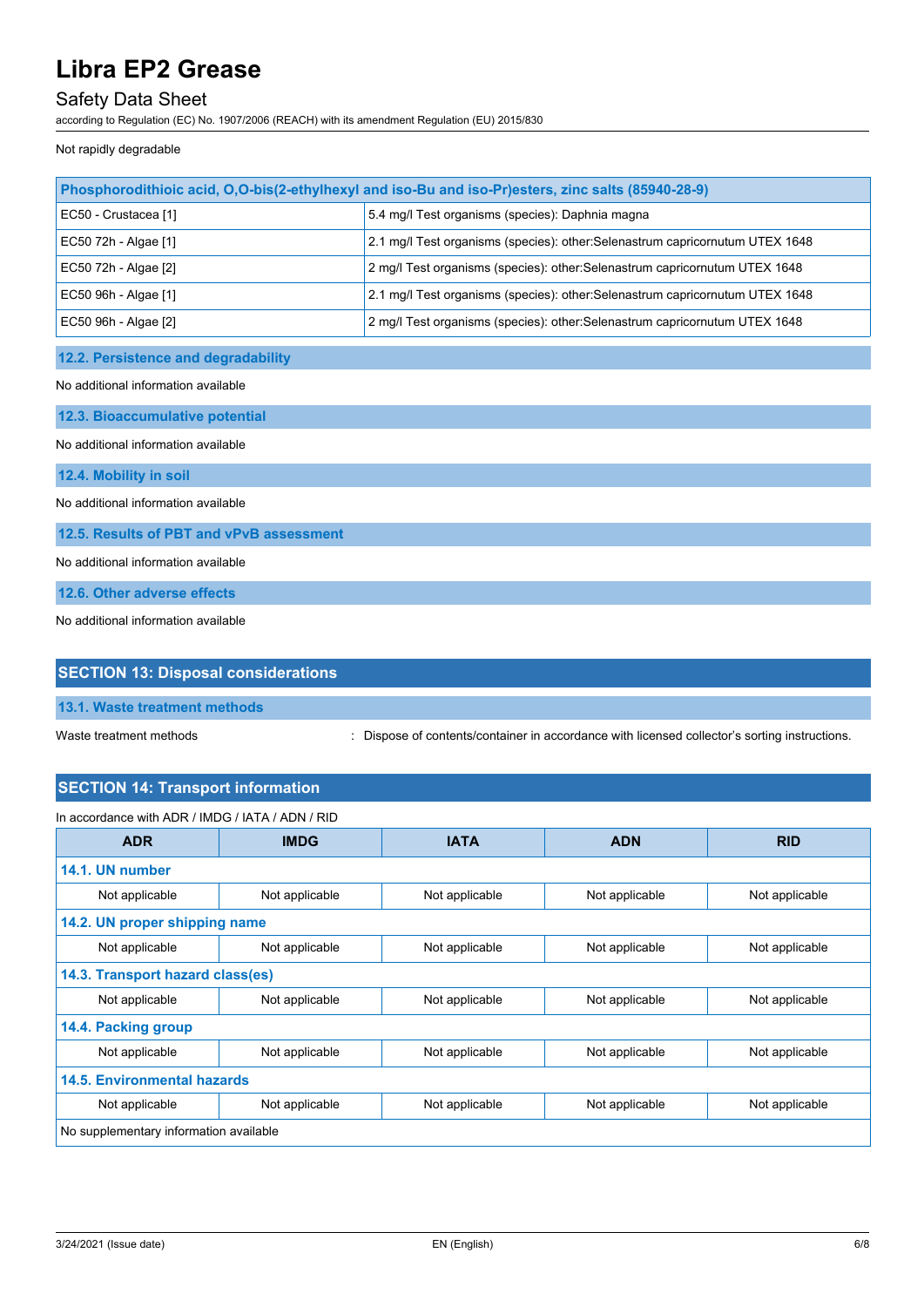Not rapidly degradable

| Phosphorodithioic acid, O,O-bis(2-ethylhexyl and iso-Bu and iso-Pr)esters, zinc salts (85940-28-9) | |
|---|---|
| EC50 - Crustacea [1] | 5.4 mg/l Test organisms (species): Daphnia magna |
| EC50 72h - Algae [1] | 2.1 mg/l Test organisms (species): other:Selenastrum capricornutum UTEX 1648 |
| EC50 72h - Algae [2] | 2 mg/l Test organisms (species): other:Selenastrum capricornutum UTEX 1648 |
| EC50 96h - Algae [1] | 2.1 mg/l Test organisms (species): other:Selenastrum capricornutum UTEX 1648 |
| EC50 96h - Algae [2] | 2 mg/l Test organisms (species): other:Selenastrum capricornutum UTEX 1648 |

### 12.2. Persistence and degradability

No additional information available

### 12.3. Bioaccumulative potential

No additional information available

### 12.4. Mobility in soil

No additional information available

### 12.5. Results of PBT and vPvB assessment

No additional information available

### 12.6. Other adverse effects

No additional information available

## SECTION 13: Disposal considerations

### 13.1. Waste treatment methods

Waste treatment methods : Dispose of contents/container in accordance with licensed collector's sorting instructions.

## SECTION 14: Transport information

In accordance with ADR / IMDG / IATA / ADN / RID

| ADR | IMDG | IATA | ADN | RID |
|---|---|---|---|---|
| **14.1. UN number** | | | | |
| Not applicable | Not applicable | Not applicable | Not applicable | Not applicable |
| **14.2. UN proper shipping name** | | | | |
| Not applicable | Not applicable | Not applicable | Not applicable | Not applicable |
| **14.3. Transport hazard class(es)** | | | | |
| Not applicable | Not applicable | Not applicable | Not applicable | Not applicable |
| **14.4. Packing group** | | | | |
| Not applicable | Not applicable | Not applicable | Not applicable | Not applicable |
| **14.5. Environmental hazards** | | | | |
| Not applicable | Not applicable | Not applicable | Not applicable | Not applicable |
| No supplementary information available | | | | |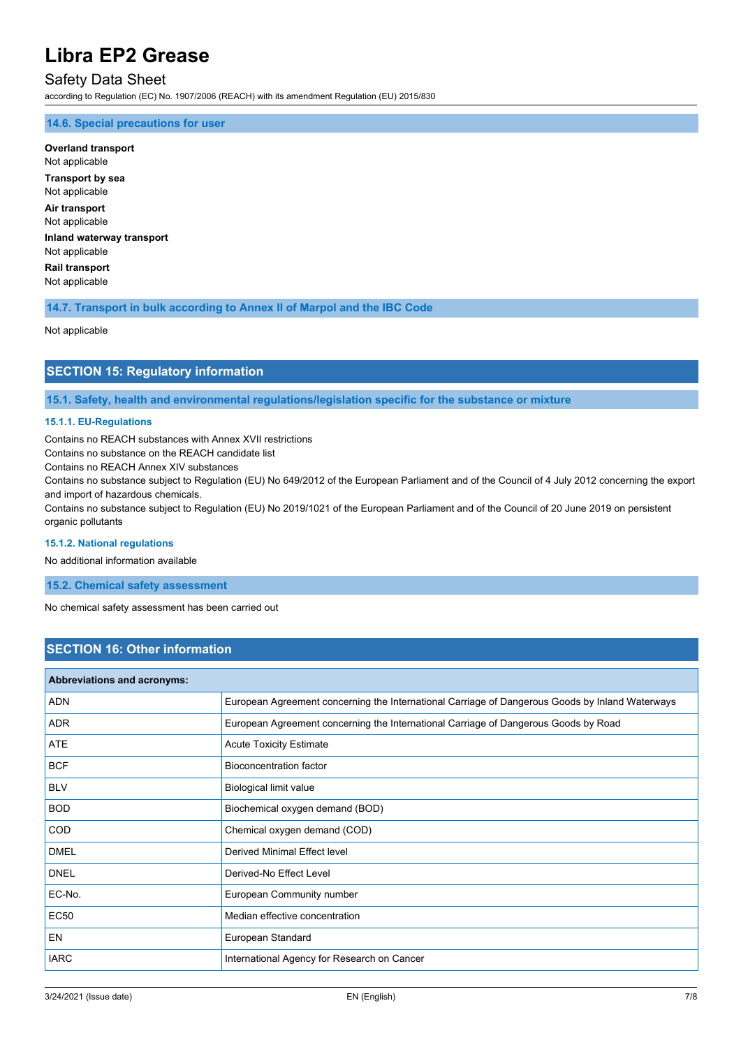### 14.6. Special precautions for user

**Overland transport**
Not applicable

**Transport by sea**
Not applicable

**Air transport**
Not applicable

**Inland waterway transport**
Not applicable

**Rail transport**
Not applicable

### 14.7. Transport in bulk according to Annex II of Marpol and the IBC Code

Not applicable

## SECTION 15: Regulatory information

### 15.1. Safety, health and environmental regulations/legislation specific for the substance or mixture

#### 15.1.1. EU-Regulations

Contains no REACH substances with Annex XVII restrictions
Contains no substance on the REACH candidate list
Contains no REACH Annex XIV substances
Contains no substance subject to Regulation (EU) No 649/2012 of the European Parliament and of the Council of 4 July 2012 concerning the export and import of hazardous chemicals.
Contains no substance subject to Regulation (EU) No 2019/1021 of the European Parliament and of the Council of 20 June 2019 on persistent organic pollutants

#### 15.1.2. National regulations

No additional information available

### 15.2. Chemical safety assessment

No chemical safety assessment has been carried out

## SECTION 16: Other information

| Abbreviations and acronyms: | |
|---|---|
| ADN | European Agreement concerning the International Carriage of Dangerous Goods by Inland Waterways |
| ADR | European Agreement concerning the International Carriage of Dangerous Goods by Road |
| ATE | Acute Toxicity Estimate |
| BCF | Bioconcentration factor |
| BLV | Biological limit value |
| BOD | Biochemical oxygen demand (BOD) |
| COD | Chemical oxygen demand (COD) |
| DMEL | Derived Minimal Effect level |
| DNEL | Derived-No Effect Level |
| EC-No. | European Community number |
| EC50 | Median effective concentration |
| EN | European Standard |
| IARC | International Agency for Research on Cancer |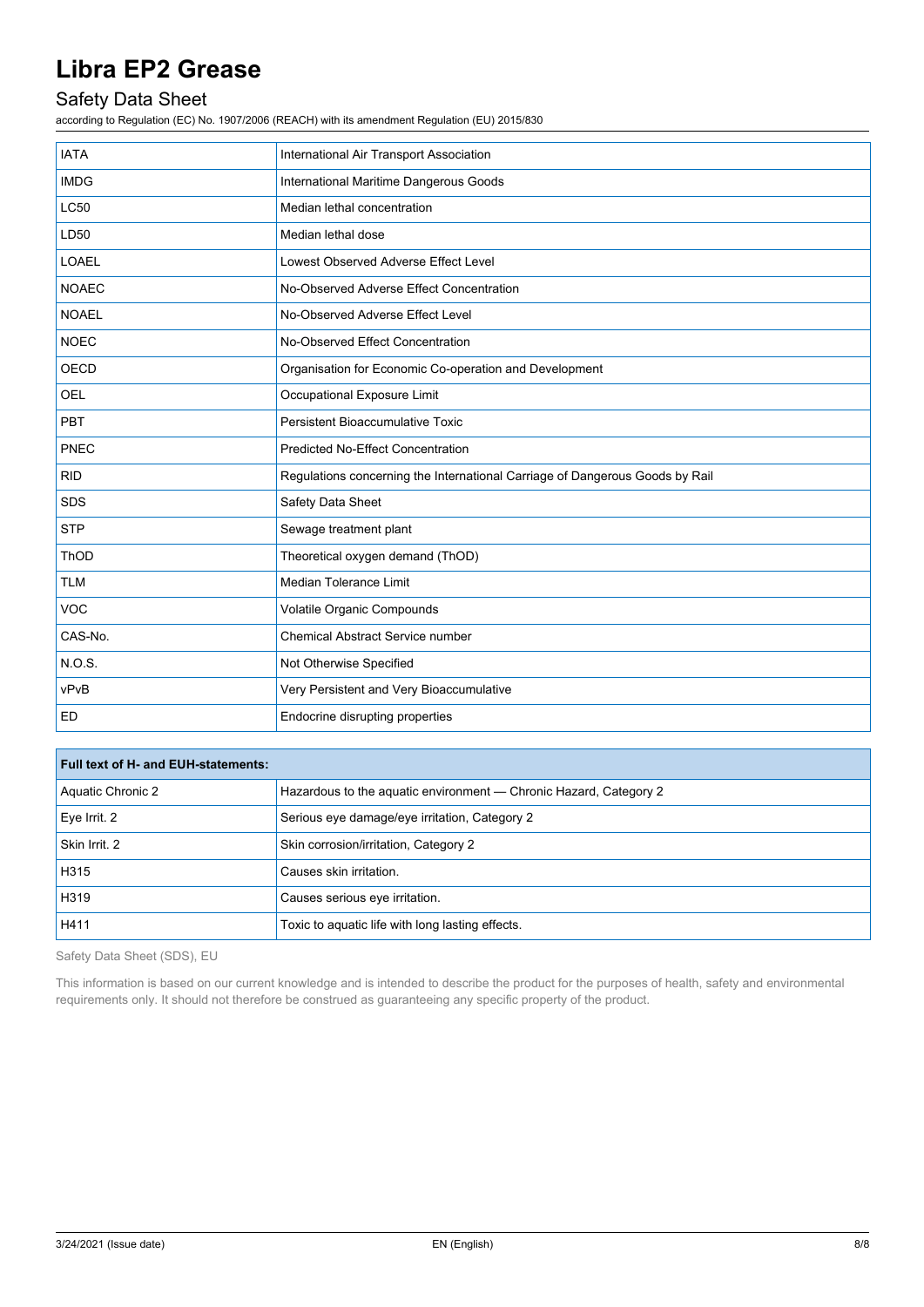| | |
|---|---|
| IATA | International Air Transport Association |
| IMDG | International Maritime Dangerous Goods |
| LC50 | Median lethal concentration |
| LD50 | Median lethal dose |
| LOAEL | Lowest Observed Adverse Effect Level |
| NOAEC | No-Observed Adverse Effect Concentration |
| NOAEL | No-Observed Adverse Effect Level |
| NOEC | No-Observed Effect Concentration |
| OECD | Organisation for Economic Co-operation and Development |
| OEL | Occupational Exposure Limit |
| PBT | Persistent Bioaccumulative Toxic |
| PNEC | Predicted No-Effect Concentration |
| RID | Regulations concerning the International Carriage of Dangerous Goods by Rail |
| SDS | Safety Data Sheet |
| STP | Sewage treatment plant |
| ThOD | Theoretical oxygen demand (ThOD) |
| TLM | Median Tolerance Limit |
| VOC | Volatile Organic Compounds |
| CAS-No. | Chemical Abstract Service number |
| N.O.S. | Not Otherwise Specified |
| vPvB | Very Persistent and Very Bioaccumulative |
| ED | Endocrine disrupting properties |

| **Full text of H- and EUH-statements:** | |
|---|---|
| Aquatic Chronic 2 | Hazardous to the aquatic environment — Chronic Hazard, Category 2 |
| Eye Irrit. 2 | Serious eye damage/eye irritation, Category 2 |
| Skin Irrit. 2 | Skin corrosion/irritation, Category 2 |
| H315 | Causes skin irritation. |
| H319 | Causes serious eye irritation. |
| H411 | Toxic to aquatic life with long lasting effects. |

Safety Data Sheet (SDS), EU

This information is based on our current knowledge and is intended to describe the product for the purposes of health, safety and environmental requirements only. It should not therefore be construed as guaranteeing any specific property of the product.